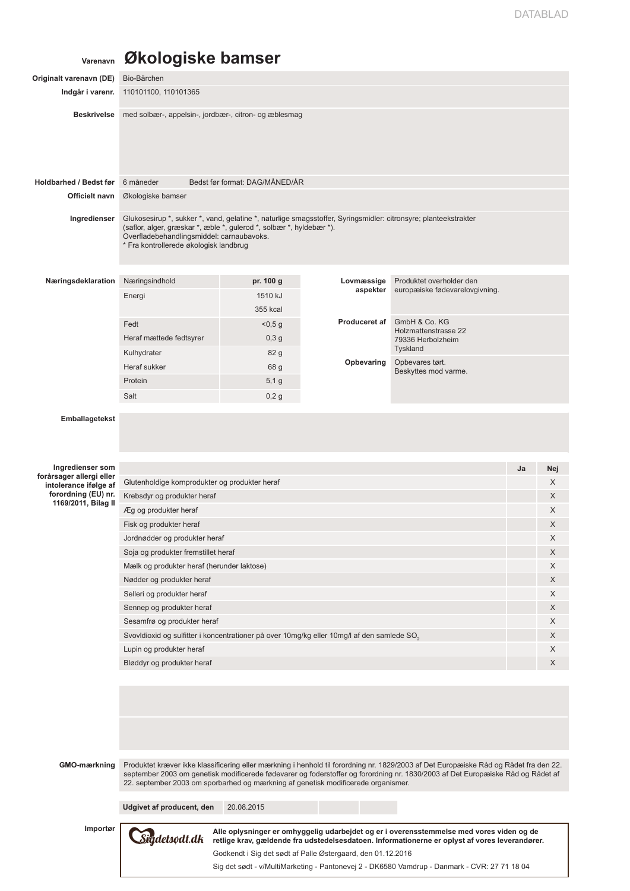DATABLAD

**Varenavn** **Økologiske bamser**

| | |
|---|---|
| **Originalt varenavn (DE)** | Bio-Bärchen |
| **Indgår i varenr.** | 110101100, 110101365 |
| **Beskrivelse** | med solbær-, appelsin-, jordbær-, citron- og æblesmag |
| **Holdbarhed / Bedst før** | 6 måneder     Bedst før format: DAG/MÅNED/ÅR |
| **Officielt navn** | Økologiske bamser |
| **Ingredienser** | Glukosesirup *, sukker *, vand, gelatine *, naturlige smagsstoffer, Syringsmidler: citronsyre; planteekstrakter (saflor, alger, græskar *, æble *, gulerod *, solbær *, hyldebær *). Overfladebehandlingsmiddel: carnaubavoks. * Fra kontrollerede økologisk landbrug |

**Næringsdeklaration**

| Næringsindhold | pr. 100 g |
|---|---|
| Energi | 1510 kJ |
| | 355 kcal |
| Fedt | <0,5 g |
| Heraf mættede fedtsyrer | 0,3 g |
| Kulhydrater | 82 g |
| Heraf sukker | 68 g |
| Protein | 5,1 g |
| Salt | 0,2 g |

| | |
|---|---|
| **Lovmæssige aspekter** | Produktet overholder den europæiske fødevarelovgivning. |
| **Produceret af** | GmbH & Co. KG<br>Holzmattenstrasse 22<br>79336 Herbolzheim<br>Tyskland |
| **Opbevaring** | Opbevares tørt.<br>Beskyttes mod varme. |

**Emballagetekst**

**Ingredienser som forårsager allergi eller intolerance ifølge af forordning (EU) nr. 1169/2011, Bilag II**

| | Ja | Nej |
|---|---|---|
| Glutenholdige kornprodukter og produkter heraf | | X |
| Krebsdyr og produkter heraf | | X |
| Æg og produkter heraf | | X |
| Fisk og produkter heraf | | X |
| Jordnødder og produkter heraf | | X |
| Soja og produkter fremstillet heraf | | X |
| Mælk og produkter heraf (herunder laktose) | | X |
| Nødder og produkter heraf | | X |
| Selleri og produkter heraf | | X |
| Sennep og produkter heraf | | X |
| Sesamfrø og produkter heraf | | X |
| Svovldioxid og sulfitter i koncentrationer på over 10mg/kg eller 10mg/l af den samlede $SO_2$ | | X |
| Lupin og produkter heraf | | X |
| Bløddyr og produkter heraf | | X |

**GMO-mærkning**

Produktet kræver ikke klassificering eller mærkning i henhold til forordning nr. 1829/2003 af Det Europæiske Råd og Rådet fra den 22. september 2003 om genetisk modificerede fødevarer og foderstoffer og forordning nr. 1830/2003 af Det Europæiske Råd og Rådet af 22. september 2003 om sporbarhed og mærkning af genetisk modificerede organismer.

**Udgivet af producent, den** 20.08.2015

**Importør**

Sigdetsødt.dk

**Alle oplysninger er omhyggelig udarbejdet og er i overensstemmelse med vores viden og de retlige krav, gældende fra udstedelsesdatoen. Informationerne er oplyst af vores leverandører.**

Godkendt i Sig det sødt af Palle Østergaard, den 01.12.2016

Sig det sødt - v/MultiMarketing - Pantonevej 2 - DK6580 Vamdrup - Danmark - CVR: 27 71 18 04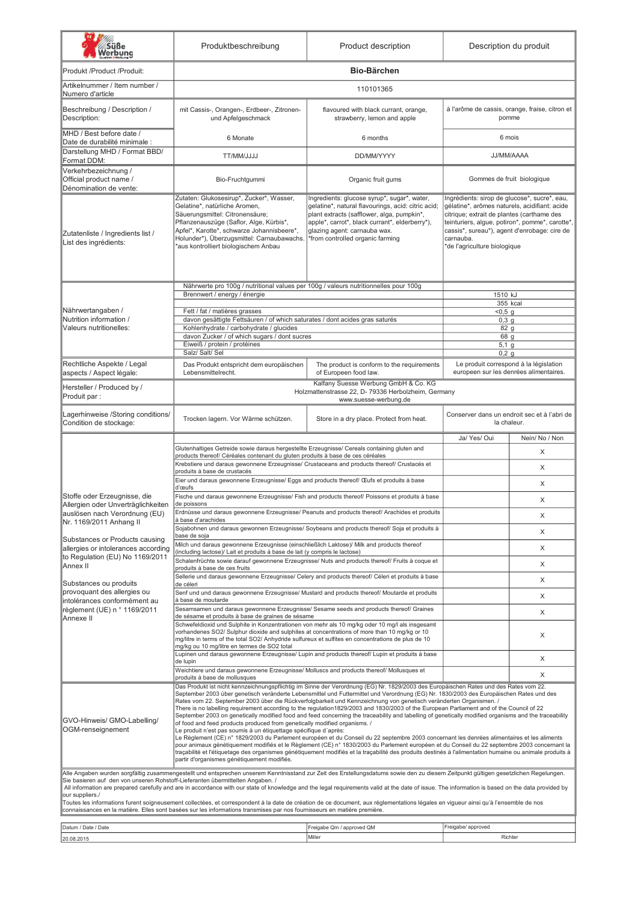| Süße Werbung | Produktbeschreibung | Product description | Description du produit |
|---|---|---|---|
| Produkt /Product /Produit: | **Bio-Bärchen** | | |
| Artikelnummer / Item number / Numero d'article | 110101365 | | |
| Beschreibung / Description / Description: | mit Cassis-, Orangen-, Erdbeer-, Zitronen- und Apfelgeschmack | flavoured with black currant, orange, strawberry, lemon and apple | à l'arôme de cassis, orange, fraise, citron et pomme |
| MHD / Best before date / Date de durabilité minimale : | 6 Monate | 6 months | 6 mois |
| Darstellung MHD / Format BBD/ Format DDM: | TT/MM/JJJJ | DD/MM/YYYY | JJ/MM/AAAA |
| Verkehrbezeichnung / Official product name / Dénomination de vente: | Bio-Fruchtgummi | Organic fruit gums | Gommes de fruit biologique |
| Zutatenliste / Ingredients list / List des ingrédients: | Zutaten: Glukosesirup*, Zucker*, Wasser, Gelatine*, natürliche Aromen, Säuerungsmittel: Citronensäure; Pflanzenauszüge (Saflor, Alge, Kürbis*, Apfel*, Karotte*, schwarze Johannisbeere*, Holunder*), Überzugsmittel: Carnaubawachs. *aus kontrolliert biologischem Anbau | Ingredients: glucose syrup*, sugar*, water, gelatine*, natural flavourings, acid: citric acid; plant extracts (safflower, alga, pumpkin*, apple*, carrot*, black currant*, elderberry*), glazing agent: carnauba wax. *from controlled organic farming | Ingrédients: sirop de glucose*, sucre*, eau, gélatine*, arômes naturels, acidifiant: acide citrique; extrait de plantes (carthame des teinturiers, algue, potiron*, pomme*, carotte*, cassis*, sureau*), agent d'enrobage: cire de carnauba. *de l'agriculture biologique |

| Nährwertangaben / Nutrition information / Valeurs nutritionelles: | Nährwerte pro 100g / nutritional values per 100g / valeurs nutritionnelles pour 100g | |
|---|---|---|
| | Brennwert / energy / énergie | 1510 kJ |
| | | 355 kcal |
| | Fett / fat / matières grasses | <0,5 g |
| | davon gesättigte Fettsäuren / of which saturates / dont acides gras saturés | 0,3 g |
| | Kohlenhydrate / carbohydrate / glucides | 82 g |
| | davon Zucker / of which sugars / dont sucres | 68 g |
| | Eiweiß / protein / protéines | 5,1 g |
| | Salz/ Salt/ Sel | 0,2 g |

| | | | |
|---|---|---|---|
| Rechtliche Aspekte / Legal aspects / Aspect légale: | Das Produkt entspricht dem europäischen Lebensmittelrecht. | The product is conform to the requirements of European food law. | Le produit correspond à la législation europeen sur les denrées alimentaires. |
| Hersteller / Produced by / Produit par : | Kalfany Suesse Werbung GmbH & Co. KG<br>Holzmattenstrasse 22, D- 79336 Herbolzheim, Germany<br>www.suesse-werbung.de | | |
| Lagerhinweise /Storing conditions/ Condition de stockage: | Trocken lagern. Vor Wärme schützen. | Store in a dry place. Protect from heat. | Conserver dans un endroit sec et à l'abri de la chaleur. |

| Stoffe oder Erzeugnisse, die Allergien oder Unverträglichkeiten auslösen nach Verordnung (EU) Nr. 1169/2011 Anhang II<br><br>Substances or Products causing allergies or intolerances according to Regulation (EU) No 1169/2011 Annex II<br><br>Substances ou produits provoquant des allergies ou intolérances conformément au règlement (UE) n ° 1169/2011 Annexe II | | Ja/ Yes/ Oui | Nein/ No / Non |
|---|---|---|---|
| | Glutenhaltiges Getreide sowie daraus hergestellte Erzeugnisse/ Cereals containing gluten and products thereof/ Céréales contenant du gluten produits à base de ces céréales | | X |
| | Krebstiere und daraus gewonnene Erzeugnisse/ Crustaceans and products thereof/ Crustacés et produits à base de crustacés | | X |
| | Eier und daraus gewonnene Erzeugnisse/ Eggs and products thereof/ Œufs et produits à base d'œufs | | X |
| | Fische und daraus gewonnene Erzeugnisse/ Fish and products thereof/ Poissons et produits à base de poissons | | X |
| | Erdnüsse und daraus gewonnene Erzeugnisse/ Peanuts and products thereof/ Arachides et produits à base d'arachides | | X |
| | Sojabohnen und daraus gewonnen Erzeugnisse/ Soybeans and products thereof/ Soja et produits à base de soja | | X |
| | Milch und daraus gewonnene Erzeugnisse (einschließlich Laktose)/ Milk and products thereof (including lactose)/ Lait et produits à base de lait (y compris le lactose) | | X |
| | Schalenfrüchte sowie darauf gewonnene Erzeugnisse/ Nuts and products thereof/ Fruits à coque et produits à base de ces fruits | | X |
| | Sellerie und daraus gewonnene Erzeugnisse/ Celery and products thereof/ Céleri et produits à base de céleri | | X |
| | Senf und und daraus gewonnene Erzeugnisse/ Mustard and products thereof/ Moutarde et produits à base de moutarde | | X |
| | Sesamsamen und daraus gewonnene Erzeugnisse/ Sesame seeds and products thereof/ Graines de sésame et produits à base de graines de sésame | | X |
| | Schwefeldioxid und Sulphite in Konzentrationen von mehr als 10 mg/kg oder 10 mg/l als insgesamt vorhandenes SO2/ Sulphur dioxide and sulphites at concentrations of more than 10 mg/kg or 10 mg/litre in terms of the total SO2/ Anhydride sulfureux et sulfites en concentrations de plus de 10 mg/kg ou 10 mg/litre en termes de SO2 total | | X |
| | Lupinen und daraus gewonnene Erzeugnisse/ Lupin and products thereof/ Lupin et produits à base de lupin | | X |
| | Weichtiere und daraus gewonnene Erzeugnisse/ Molluscs and products thereof/ Mollusques et produits à base de mollusques | | X |

| | |
|---|---|
| GVO-Hinweis/ GMO-Labelling/ OGM-renseignement | Das Produkt ist nicht kennzeichnungspflichtig im Sinne der Verordnung (EG) Nr. 1829/2003 des Europäischen Rates und des Rates vom 22. September 2003 über genetisch veränderte Lebensmittel und Futtermittel und Verordnung (EG) Nr. 1830/2003 des Europäischen Rates und des Rates vom 22. September 2003 über die Rückverfolgbarkeit und Kennzeichnung von genetisch veränderten Organismen. /<br>There is no labelling requirement according to the regulation1829/2003 and 1830/2003 of the European Parliament and of the Council of 22 September 2003 on genetically modified food and feed concerning the traceability and labelling of genetically modified organisms and the traceability of food and feed products produced from genetically modified organisms. /<br>Le produit n'est pas soumis à un étiquettage spécifique d´après:<br>Le Règlement (CE) n° 1829/2003 du Parlement européen et du Conseil du 22 septembre 2003 concernant les denrées alimentaires et les aliments pour animaux génétiquement modifiés et le Règlement (CE) n° 1830/2003 du Parlement européen et du Conseil du 22 septembre 2003 concernant la traçabilité et l'étiquetage des organismes génétiquement modifiés et la traçabilité des produits destinés à l'alimentation humaine ou animale produits à partir d'organismes génétiquement modifiés. |

Alle Angaben wurden sorgfältig zusammengestellt und entsprechen unserem Kenntnisstand zur Zeit des Erstellungsdatums sowie den zu diesem Zeitpunkt gültigen gesetzlichen Regelungen. Sie basieren auf den von unseren Rohstoff-Lieferanten übermittelten Angaben. /
All information are prepared carefully and are in accordance with our state of knowledge and the legal requirements valid at the date of issue. The information is based on the data provided by our suppliers./
Toutes les informations furent soigneusement collectées, et correspondent à la date de création de ce document, aux réglementations légales en vigueur ainsi qu'à l'ensemble de nos connaissances en la matière. Elles sont basées sur les informations transmises par nos fournisseurs en matière première.

| Datum / Date / Date | Freigabe Qm / approved QM | Freigabe/ approved |
|---|---|---|
| 20.08.2015 | Miller | Richter |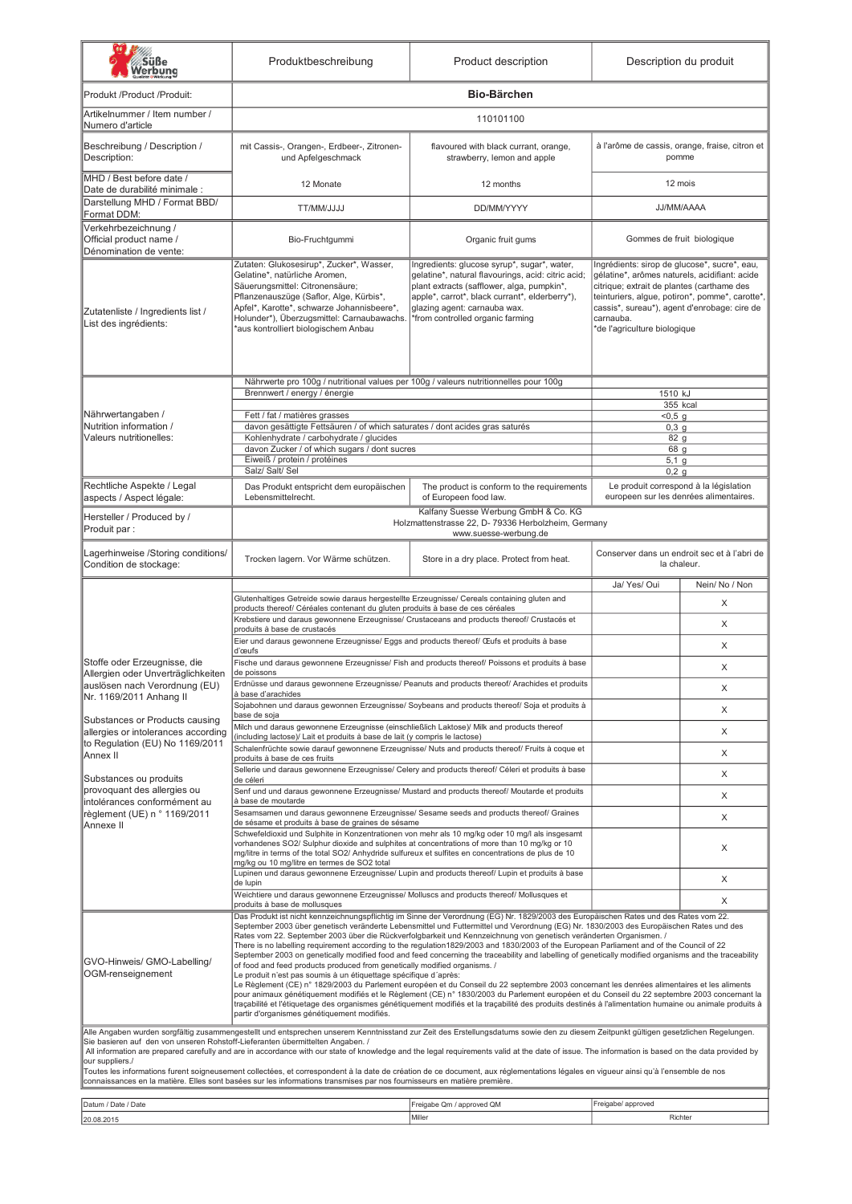| Süße Werbung | Produktbeschreibung | Product description | Description du produit |
|---|---|---|---|
| Produkt /Product /Produit: | **Bio-Bärchen** | | |
| Artikelnummer / Item number / Numero d'article | 110101100 | | |
| Beschreibung / Description / Description: | mit Cassis-, Orangen-, Erdbeer-, Zitronen- und Apfelgeschmack | flavoured with black currant, orange, strawberry, lemon and apple | à l'arôme de cassis, orange, fraise, citron et pomme |
| MHD / Best before date / Date de durabilité minimale : | 12 Monate | 12 months | 12 mois |
| Darstellung MHD / Format BBD/ Format DDM: | TT/MM/JJJJ | DD/MM/YYYY | JJ/MM/AAAA |
| Verkehrbezeichnung / Official product name / Dénomination de vente: | Bio-Fruchtgummi | Organic fruit gums | Gommes de fruit biologique |
| Zutatenliste / Ingredients list / List des ingrédients: | Zutaten: Glukosesirup*, Zucker*, Wasser, Gelatine*, natürliche Aromen, Säuerungsmittel: Citronensäure; Pflanzenauszüge (Saflor, Alge, Kürbis*, Apfel*, Karotte*, schwarze Johannisbeere*, Holunder*), Überzugsmittel: Carnaubawachs. *aus kontrolliert biologischem Anbau | Ingredients: glucose syrup*, sugar*, water, gelatine*, natural flavourings, acid: citric acid; plant extracts (safflower, alga, pumpkin*, apple*, carrot*, black currant*, elderberry*), glazing agent: carnauba wax. *from controlled organic farming | Ingrédients: sirop de glucose*, sucre*, eau, gélatine*, arômes naturels, acidifiant: acide citrique; extrait de plantes (carthame des teinturiers, algue, potiron*, pomme*, carotte*, cassis*, sureau*), agent d'enrobage: cire de carnauba. *de l'agriculture biologique |

| Nährwertangaben / Nutrition information / Valeurs nutritionelles: | Nährwerte pro 100g / nutritional values per 100g / valeurs nutritionnelles pour 100g | |
|---|---|---|
| | Brennwert / energy / énergie | 1510 kJ |
| | | 355 kcal |
| | Fett / fat / matières grasses | <0,5 g |
| | davon gesättigte Fettsäuren / of which saturates / dont acides gras saturés | 0,3 g |
| | Kohlenhydrate / carbohydrate / glucides | 82 g |
| | davon Zucker / of which sugars / dont sucres | 68 g |
| | Eiweiß / protein / protéines | 5,1 g |
| | Salz/ Salt/ Sel | 0,2 g |

| | | | |
|---|---|---|---|
| Rechtliche Aspekte / Legal aspects / Aspect légale: | Das Produkt entspricht dem europäischen Lebensmittelrecht. | The product is conform to the requirements of Europeen food law. | Le produit correspond à la législation europeen sur les denrées alimentaires. |
| Hersteller / Produced by / Produit par : | Kalfany Suesse Werbung GmbH & Co. KG<br>Holzmattenstrasse 22, D- 79336 Herbolzheim, Germany<br>www.suesse-werbung.de | | |
| Lagerhinweise /Storing conditions/ Condition de stockage: | Trocken lagern. Vor Wärme schützen. | Store in a dry place. Protect from heat. | Conserver dans un endroit sec et à l'abri de la chaleur. |

| Stoffe oder Erzeugnisse, die Allergien oder Unverträglichkeiten auslösen nach Verordnung (EU) Nr. 1169/2011 Anhang II / Substances or Products causing allergies or intolerances according to Regulation (EU) No 1169/2011 Annex II / Substances ou produits provoquant des allergies ou intolérances conformément au règlement (UE) n ° 1169/2011 Annexe II | | Ja/ Yes/ Oui | Nein/ No / Non |
|---|---|---|---|
| | Glutenhaltiges Getreide sowie daraus hergestellte Erzeugnisse/ Cereals containing gluten and products thereof/ Céréales contenant du gluten produits à base de ces céréales | | X |
| | Krebstiere und daraus gewonnene Erzeugnisse/ Crustaceans and products thereof/ Crustacés et produits à base de crustacés | | X |
| | Eier und daraus gewonnene Erzeugnisse/ Eggs and products thereof/ Œufs et produits à base d'œufs | | X |
| | Fische und daraus gewonnene Erzeugnisse/ Fish and products thereof/ Poissons et produits à base de poissons | | X |
| | Erdnüsse und daraus gewonnene Erzeugnisse/ Peanuts and products thereof/ Arachides et produits à base d'arachides | | X |
| | Sojabohnen und daraus gewonnen Erzeugnisse/ Soybeans and products thereof/ Soja et produits à base de soja | | X |
| | Milch und daraus gewonnene Erzeugnisse (einschließlich Laktose)/ Milk and products thereof (including lactose)/ Lait et produits à base de lait (y compris le lactose) | | X |
| | Schalenfrüchte sowie darauf gewonnene Erzeugnisse/ Nuts and products thereof/ Fruits à coque et produits à base de ces fruits | | X |
| | Sellerie und daraus gewonnene Erzeugnisse/ Celery and products thereof/ Céleri et produits à base de céleri | | X |
| | Senf und und daraus gewonnene Erzeugnisse/ Mustard and products thereof/ Moutarde et produits à base de moutarde | | X |
| | Sesamsamen und daraus gewonnene Erzeugnisse/ Sesame seeds and products thereof/ Graines de sésame et produits à base de graines de sésame | | X |
| | Schwefeldioxid und Sulphite in Konzentrationen von mehr als 10 mg/kg oder 10 mg/l als insgesamt vorhandenes SO2/ Sulphur dioxide and sulphites at concentrations of more than 10 mg/kg or 10 mg/litre in terms of the total SO2/ Anhydride sulfureux et sulfites en concentrations de plus de 10 mg/kg ou 10 mg/litre en termes de SO2 total | | X |
| | Lupinen und daraus gewonnene Erzeugnisse/ Lupin and products thereof/ Lupin et produits à base de lupin | | X |
| | Weichtiere und daraus gewonnene Erzeugnisse/ Molluscs and products thereof/ Mollusques et produits à base de mollusques | | X |

**GVO-Hinweis/ GMO-Labelling/ OGM-renseignement**

Das Produkt ist nicht kennzeichnungspflichtig im Sinne der Verordnung (EG) Nr. 1829/2003 des Europäischen Rates und des Rates vom 22. September 2003 über genetisch veränderte Lebensmittel und Futtermittel und Verordnung (EG) Nr. 1830/2003 des Europäischen Rates und des Rates vom 22. September 2003 über die Rückverfolgbarkeit und Kennzeichnung von genetisch veränderten Organismen. /
There is no labelling requirement according to the regulation1829/2003 and 1830/2003 of the European Parliament and of the Council of 22 September 2003 on genetically modified food and feed concerning the traceability and labelling of genetically modified organisms and the traceability of food and feed products produced from genetically modified organisms. /
Le produit n'est pas soumis à un étiquetage spécifique d´après:
Le Règlement (CE) n° 1829/2003 du Parlement européen et du Conseil du 22 septembre 2003 concernant les denrées alimentaires et les aliments pour animaux génétiquement modifiés et le Règlement (CE) n° 1830/2003 du Parlement européen et du Conseil du 22 septembre 2003 concernant la traçabilité et l'étiquetage des organismes génétiquement modifiés et la traçabilité des produits destinés à l'alimentation humaine ou animale produits à partir d'organismes génétiquement modifiés.

Alle Angaben wurden sorgfältig zusammengestellt und entsprechen unserem Kenntnisstand zur Zeit des Erstellungsdatums sowie den zu diesem Zeitpunkt gültigen gesetzlichen Regelungen. Sie basieren auf den von unseren Rohstoff-Lieferanten übermittelten Angaben. /
All information are prepared carefully and are in accordance with our state of knowledge and the legal requirements valid at the date of issue. The information is based on the data provided by our suppliers./
Toutes les informations furent soigneusement collectées, et correspondent à la date de création de ce document, aux réglementations légales en vigueur ainsi qu'à l'ensemble de nos connaissances en la matière. Elles sont basées sur les informations transmises par nos fournisseurs en matière première.

| Datum / Date / Date | Freigabe Qm / approved QM | Freigabe/ approved |
|---|---|---|
| 20.08.2015 | Miller | Richter |